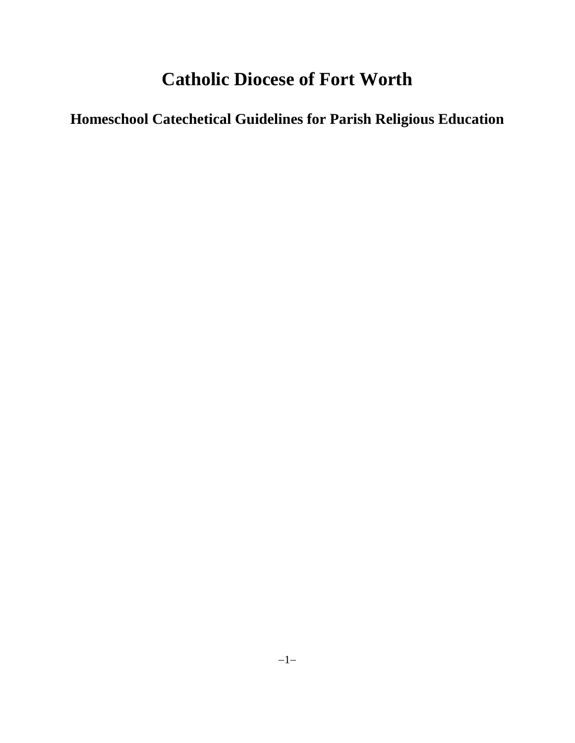# Catholic Diocese of Fort Worth

## Homeschool Catechetical Guidelines for Parish Religious Education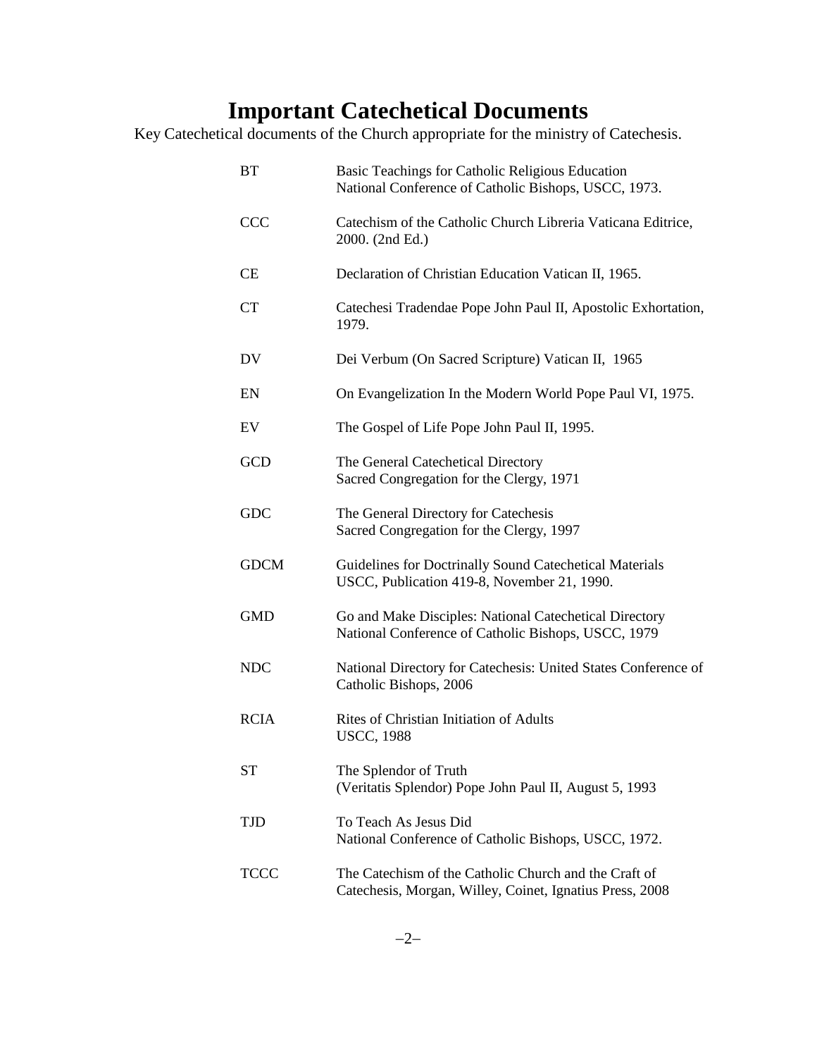# Important Catechetical Documents

Key Catechetical documents of the Church appropriate for the ministry of Catechesis.

| | |
|---|---|
| BT | Basic Teachings for Catholic Religious Education<br>National Conference of Catholic Bishops, USCC, 1973. |
| CCC | Catechism of the Catholic Church Libreria Vaticana Editrice, 2000. (2nd Ed.) |
| CE | Declaration of Christian Education Vatican II, 1965. |
| CT | Catechesi Tradendae Pope John Paul II, Apostolic Exhortation, 1979. |
| DV | Dei Verbum (On Sacred Scripture) Vatican II, 1965 |
| EN | On Evangelization In the Modern World Pope Paul VI, 1975. |
| EV | The Gospel of Life Pope John Paul II, 1995. |
| GCD | The General Catechetical Directory<br>Sacred Congregation for the Clergy, 1971 |
| GDC | The General Directory for Catechesis<br>Sacred Congregation for the Clergy, 1997 |
| GDCM | Guidelines for Doctrinally Sound Catechetical Materials<br>USCC, Publication 419-8, November 21, 1990. |
| GMD | Go and Make Disciples: National Catechetical Directory<br>National Conference of Catholic Bishops, USCC, 1979 |
| NDC | National Directory for Catechesis: United States Conference of Catholic Bishops, 2006 |
| RCIA | Rites of Christian Initiation of Adults<br>USCC, 1988 |
| ST | The Splendor of Truth<br>(Veritatis Splendor) Pope John Paul II, August 5, 1993 |
| TJD | To Teach As Jesus Did<br>National Conference of Catholic Bishops, USCC, 1972. |
| TCCC | The Catechism of the Catholic Church and the Craft of Catechesis, Morgan, Willey, Coinet, Ignatius Press, 2008 |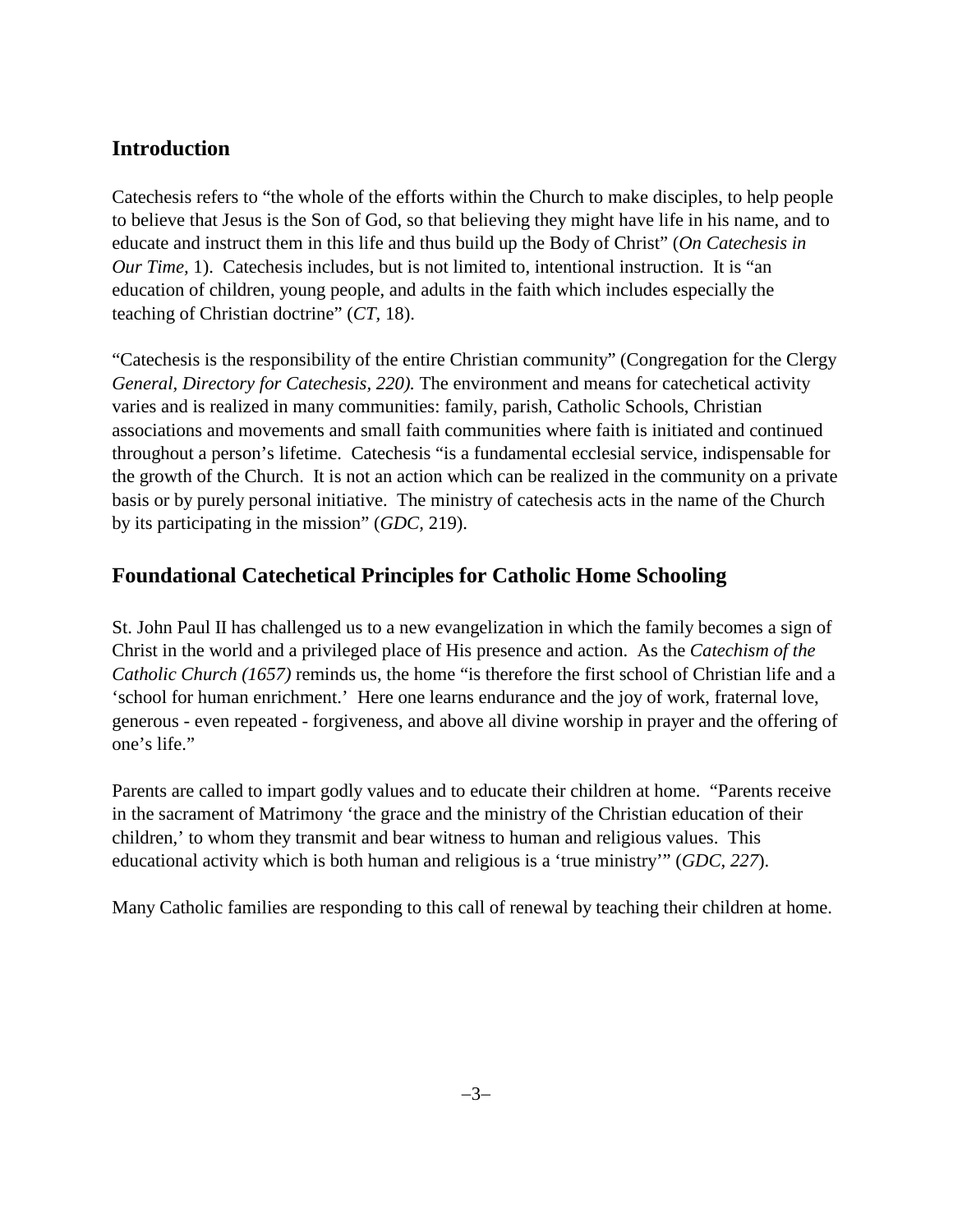## Introduction

Catechesis refers to "the whole of the efforts within the Church to make disciples, to help people to believe that Jesus is the Son of God, so that believing they might have life in his name, and to educate and instruct them in this life and thus build up the Body of Christ" (*On Catechesis in Our Time*, 1). Catechesis includes, but is not limited to, intentional instruction. It is "an education of children, young people, and adults in the faith which includes especially the teaching of Christian doctrine" (*CT*, 18).

"Catechesis is the responsibility of the entire Christian community" (Congregation for the Clergy *General, Directory for Catechesis, 220).* The environment and means for catechetical activity varies and is realized in many communities: family, parish, Catholic Schools, Christian associations and movements and small faith communities where faith is initiated and continued throughout a person's lifetime. Catechesis "is a fundamental ecclesial service, indispensable for the growth of the Church. It is not an action which can be realized in the community on a private basis or by purely personal initiative. The ministry of catechesis acts in the name of the Church by its participating in the mission" (*GDC*, 219).

## Foundational Catechetical Principles for Catholic Home Schooling

St. John Paul II has challenged us to a new evangelization in which the family becomes a sign of Christ in the world and a privileged place of His presence and action. As the *Catechism of the Catholic Church (1657)* reminds us, the home "is therefore the first school of Christian life and a 'school for human enrichment.' Here one learns endurance and the joy of work, fraternal love, generous - even repeated - forgiveness, and above all divine worship in prayer and the offering of one's life."

Parents are called to impart godly values and to educate their children at home. "Parents receive in the sacrament of Matrimony 'the grace and the ministry of the Christian education of their children,' to whom they transmit and bear witness to human and religious values. This educational activity which is both human and religious is a 'true ministry'" (*GDC, 227*).

Many Catholic families are responding to this call of renewal by teaching their children at home.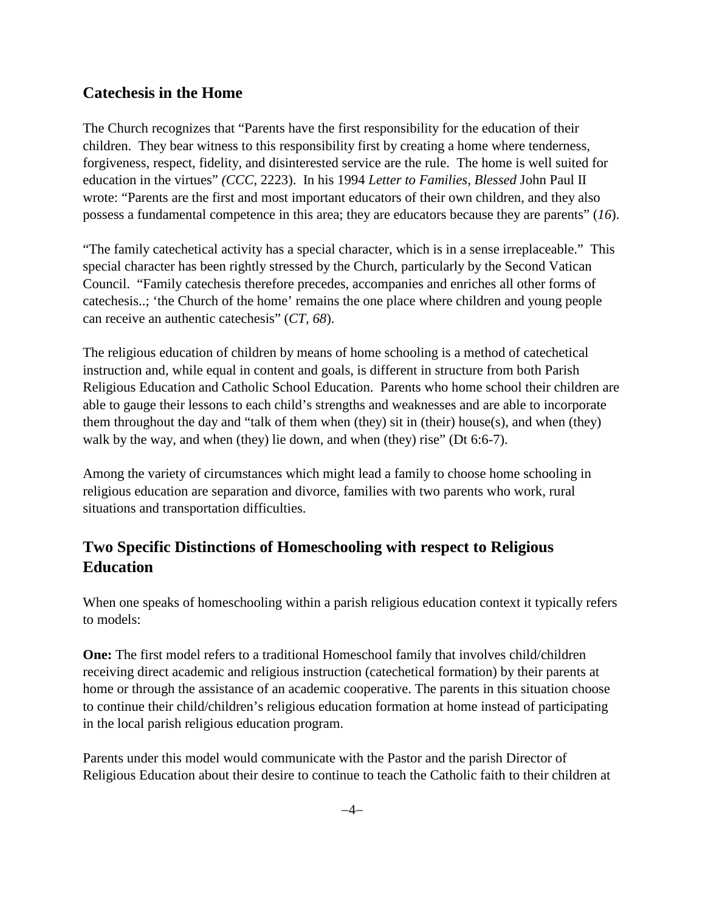## Catechesis in the Home

The Church recognizes that "Parents have the first responsibility for the education of their children. They bear witness to this responsibility first by creating a home where tenderness, forgiveness, respect, fidelity, and disinterested service are the rule. The home is well suited for education in the virtues" *(CCC,* 2223). In his 1994 *Letter to Families, Blessed* John Paul II wrote: "Parents are the first and most important educators of their own children, and they also possess a fundamental competence in this area; they are educators because they are parents" (*16*).

"The family catechetical activity has a special character, which is in a sense irreplaceable." This special character has been rightly stressed by the Church, particularly by the Second Vatican Council. "Family catechesis therefore precedes, accompanies and enriches all other forms of catechesis..; 'the Church of the home' remains the one place where children and young people can receive an authentic catechesis" (*CT, 68*).

The religious education of children by means of home schooling is a method of catechetical instruction and, while equal in content and goals, is different in structure from both Parish Religious Education and Catholic School Education. Parents who home school their children are able to gauge their lessons to each child's strengths and weaknesses and are able to incorporate them throughout the day and "talk of them when (they) sit in (their) house(s), and when (they) walk by the way, and when (they) lie down, and when (they) rise" (Dt 6:6-7).

Among the variety of circumstances which might lead a family to choose home schooling in religious education are separation and divorce, families with two parents who work, rural situations and transportation difficulties.

## Two Specific Distinctions of Homeschooling with respect to Religious Education

When one speaks of homeschooling within a parish religious education context it typically refers to models:

**One:** The first model refers to a traditional Homeschool family that involves child/children receiving direct academic and religious instruction (catechetical formation) by their parents at home or through the assistance of an academic cooperative. The parents in this situation choose to continue their child/children's religious education formation at home instead of participating in the local parish religious education program.

Parents under this model would communicate with the Pastor and the parish Director of Religious Education about their desire to continue to teach the Catholic faith to their children at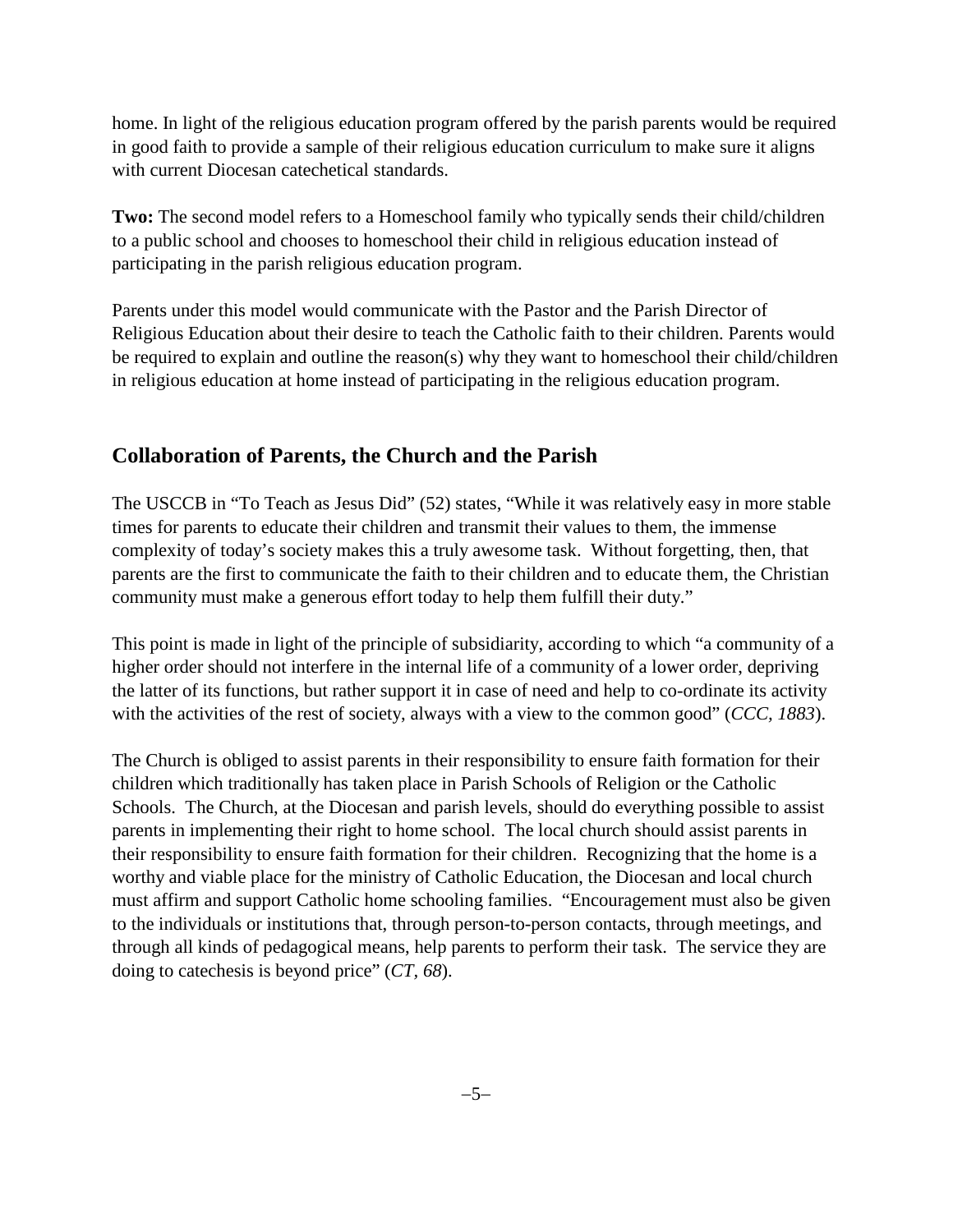home. In light of the religious education program offered by the parish parents would be required in good faith to provide a sample of their religious education curriculum to make sure it aligns with current Diocesan catechetical standards.

**Two:** The second model refers to a Homeschool family who typically sends their child/children to a public school and chooses to homeschool their child in religious education instead of participating in the parish religious education program.

Parents under this model would communicate with the Pastor and the Parish Director of Religious Education about their desire to teach the Catholic faith to their children. Parents would be required to explain and outline the reason(s) why they want to homeschool their child/children in religious education at home instead of participating in the religious education program.

## Collaboration of Parents, the Church and the Parish

The USCCB in "To Teach as Jesus Did" (52) states, "While it was relatively easy in more stable times for parents to educate their children and transmit their values to them, the immense complexity of today's society makes this a truly awesome task. Without forgetting, then, that parents are the first to communicate the faith to their children and to educate them, the Christian community must make a generous effort today to help them fulfill their duty."

This point is made in light of the principle of subsidiarity, according to which "a community of a higher order should not interfere in the internal life of a community of a lower order, depriving the latter of its functions, but rather support it in case of need and help to co-ordinate its activity with the activities of the rest of society, always with a view to the common good" (*CCC, 1883*).

The Church is obliged to assist parents in their responsibility to ensure faith formation for their children which traditionally has taken place in Parish Schools of Religion or the Catholic Schools. The Church, at the Diocesan and parish levels, should do everything possible to assist parents in implementing their right to home school. The local church should assist parents in their responsibility to ensure faith formation for their children. Recognizing that the home is a worthy and viable place for the ministry of Catholic Education, the Diocesan and local church must affirm and support Catholic home schooling families. "Encouragement must also be given to the individuals or institutions that, through person-to-person contacts, through meetings, and through all kinds of pedagogical means, help parents to perform their task. The service they are doing to catechesis is beyond price" (*CT, 68*).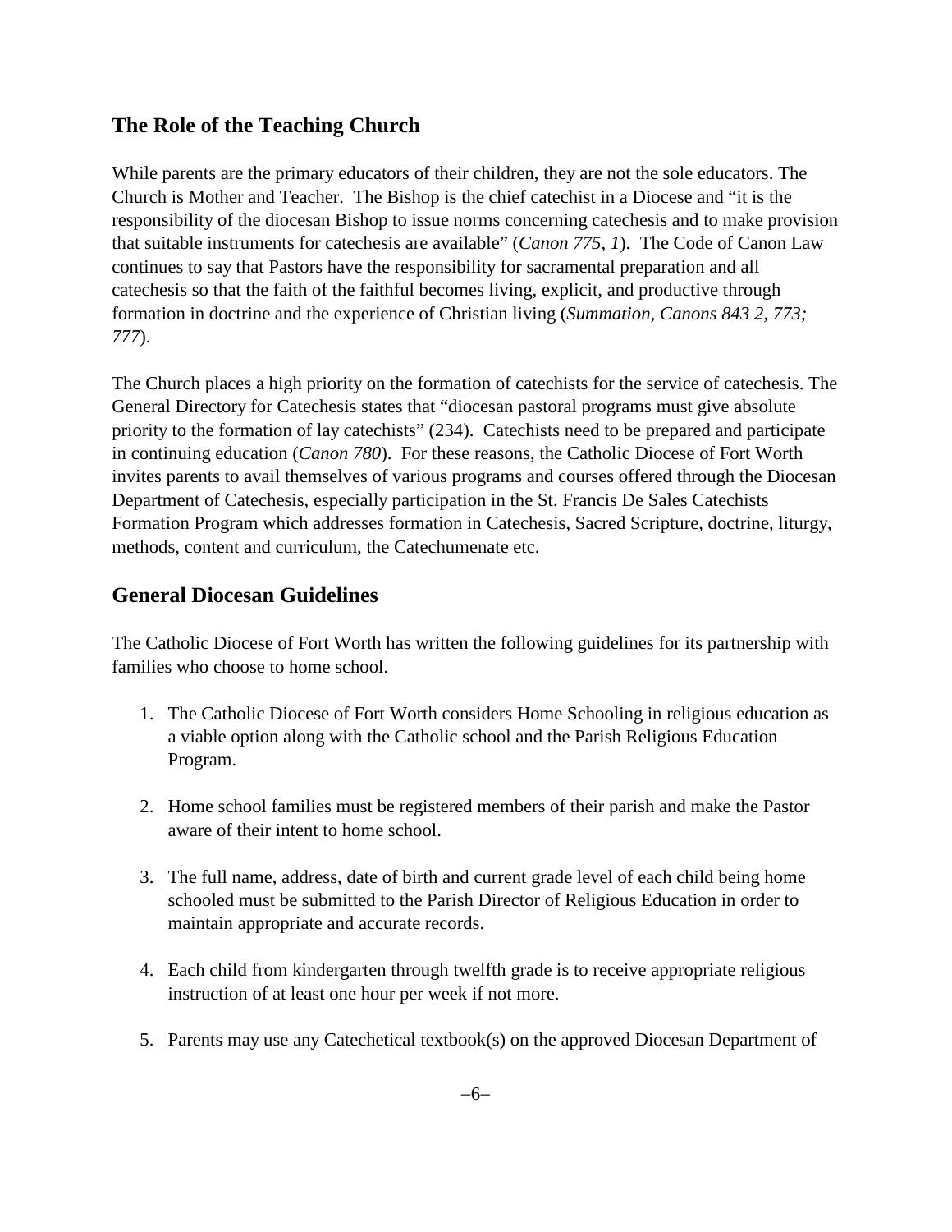## The Role of the Teaching Church

While parents are the primary educators of their children, they are not the sole educators. The Church is Mother and Teacher. The Bishop is the chief catechist in a Diocese and "it is the responsibility of the diocesan Bishop to issue norms concerning catechesis and to make provision that suitable instruments for catechesis are available" (*Canon 775, 1*). The Code of Canon Law continues to say that Pastors have the responsibility for sacramental preparation and all catechesis so that the faith of the faithful becomes living, explicit, and productive through formation in doctrine and the experience of Christian living (*Summation, Canons 843 2, 773; 777*).

The Church places a high priority on the formation of catechists for the service of catechesis. The General Directory for Catechesis states that "diocesan pastoral programs must give absolute priority to the formation of lay catechists" (234). Catechists need to be prepared and participate in continuing education (*Canon 780*). For these reasons, the Catholic Diocese of Fort Worth invites parents to avail themselves of various programs and courses offered through the Diocesan Department of Catechesis, especially participation in the St. Francis De Sales Catechists Formation Program which addresses formation in Catechesis, Sacred Scripture, doctrine, liturgy, methods, content and curriculum, the Catechumenate etc.

## General Diocesan Guidelines

The Catholic Diocese of Fort Worth has written the following guidelines for its partnership with families who choose to home school.

1. The Catholic Diocese of Fort Worth considers Home Schooling in religious education as a viable option along with the Catholic school and the Parish Religious Education Program.

2. Home school families must be registered members of their parish and make the Pastor aware of their intent to home school.

3. The full name, address, date of birth and current grade level of each child being home schooled must be submitted to the Parish Director of Religious Education in order to maintain appropriate and accurate records.

4. Each child from kindergarten through twelfth grade is to receive appropriate religious instruction of at least one hour per week if not more.

5. Parents may use any Catechetical textbook(s) on the approved Diocesan Department of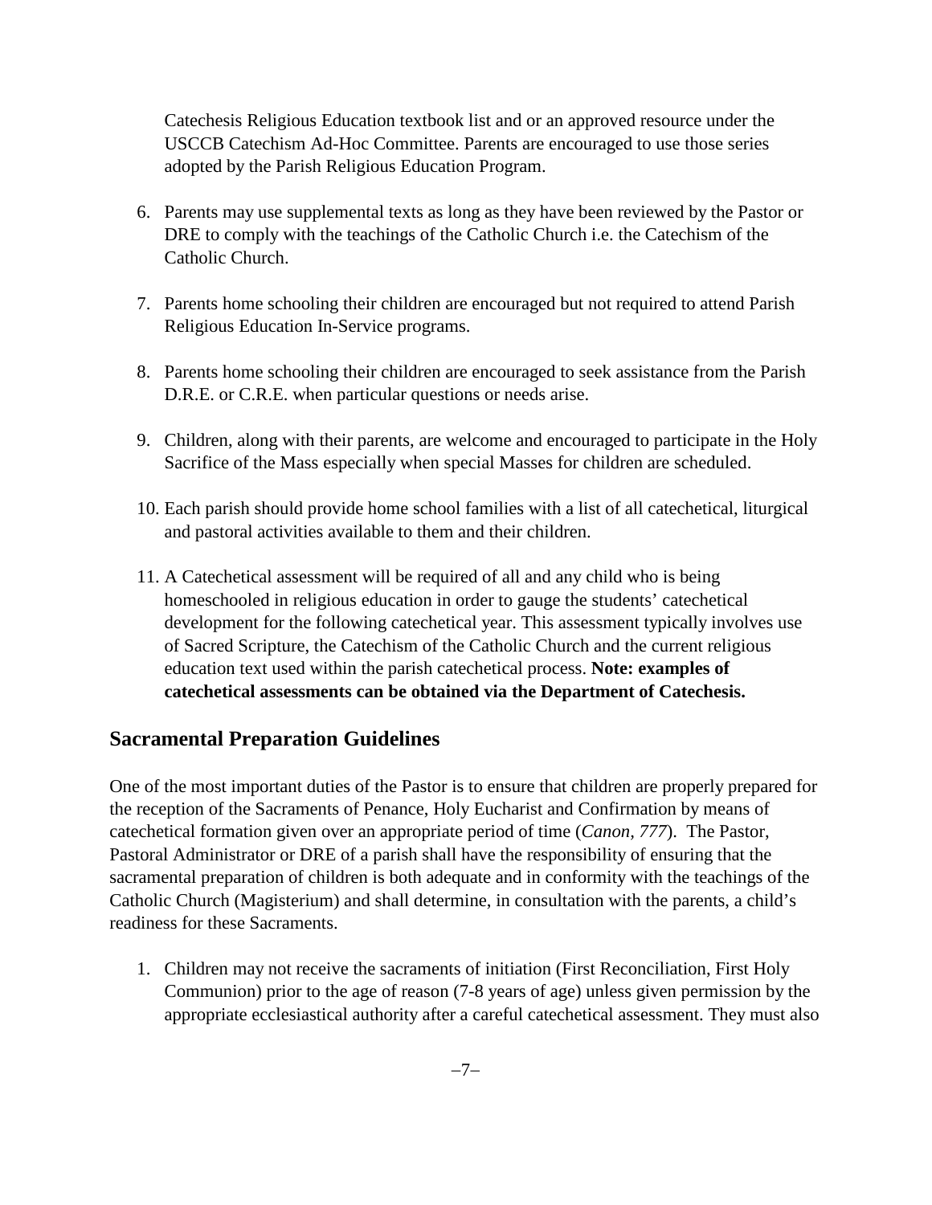Catechesis Religious Education textbook list and or an approved resource under the USCCB Catechism Ad-Hoc Committee. Parents are encouraged to use those series adopted by the Parish Religious Education Program.

6. Parents may use supplemental texts as long as they have been reviewed by the Pastor or DRE to comply with the teachings of the Catholic Church i.e. the Catechism of the Catholic Church.

7. Parents home schooling their children are encouraged but not required to attend Parish Religious Education In-Service programs.

8. Parents home schooling their children are encouraged to seek assistance from the Parish D.R.E. or C.R.E. when particular questions or needs arise.

9. Children, along with their parents, are welcome and encouraged to participate in the Holy Sacrifice of the Mass especially when special Masses for children are scheduled.

10. Each parish should provide home school families with a list of all catechetical, liturgical and pastoral activities available to them and their children.

11. A Catechetical assessment will be required of all and any child who is being homeschooled in religious education in order to gauge the students' catechetical development for the following catechetical year. This assessment typically involves use of Sacred Scripture, the Catechism of the Catholic Church and the current religious education text used within the parish catechetical process. **Note: examples of catechetical assessments can be obtained via the Department of Catechesis.**

## Sacramental Preparation Guidelines

One of the most important duties of the Pastor is to ensure that children are properly prepared for the reception of the Sacraments of Penance, Holy Eucharist and Confirmation by means of catechetical formation given over an appropriate period of time (*Canon, 777*). The Pastor, Pastoral Administrator or DRE of a parish shall have the responsibility of ensuring that the sacramental preparation of children is both adequate and in conformity with the teachings of the Catholic Church (Magisterium) and shall determine, in consultation with the parents, a child's readiness for these Sacraments.

1. Children may not receive the sacraments of initiation (First Reconciliation, First Holy Communion) prior to the age of reason (7-8 years of age) unless given permission by the appropriate ecclesiastical authority after a careful catechetical assessment. They must also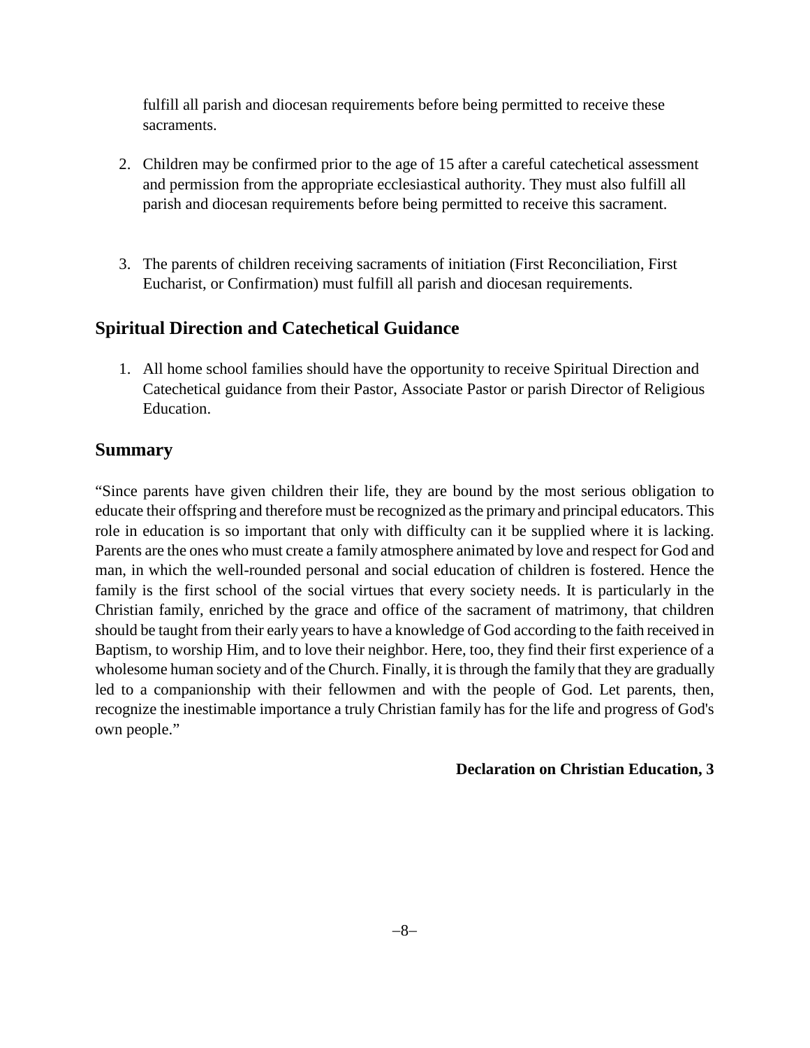fulfill all parish and diocesan requirements before being permitted to receive these sacraments.

2. Children may be confirmed prior to the age of 15 after a careful catechetical assessment and permission from the appropriate ecclesiastical authority. They must also fulfill all parish and diocesan requirements before being permitted to receive this sacrament.

3. The parents of children receiving sacraments of initiation (First Reconciliation, First Eucharist, or Confirmation) must fulfill all parish and diocesan requirements.

## Spiritual Direction and Catechetical Guidance

1. All home school families should have the opportunity to receive Spiritual Direction and Catechetical guidance from their Pastor, Associate Pastor or parish Director of Religious Education.

## Summary

"Since parents have given children their life, they are bound by the most serious obligation to educate their offspring and therefore must be recognized as the primary and principal educators. This role in education is so important that only with difficulty can it be supplied where it is lacking. Parents are the ones who must create a family atmosphere animated by love and respect for God and man, in which the well-rounded personal and social education of children is fostered. Hence the family is the first school of the social virtues that every society needs. It is particularly in the Christian family, enriched by the grace and office of the sacrament of matrimony, that children should be taught from their early years to have a knowledge of God according to the faith received in Baptism, to worship Him, and to love their neighbor. Here, too, they find their first experience of a wholesome human society and of the Church. Finally, it is through the family that they are gradually led to a companionship with their fellowmen and with the people of God. Let parents, then, recognize the inestimable importance a truly Christian family has for the life and progress of God's own people."

**Declaration on Christian Education, 3**